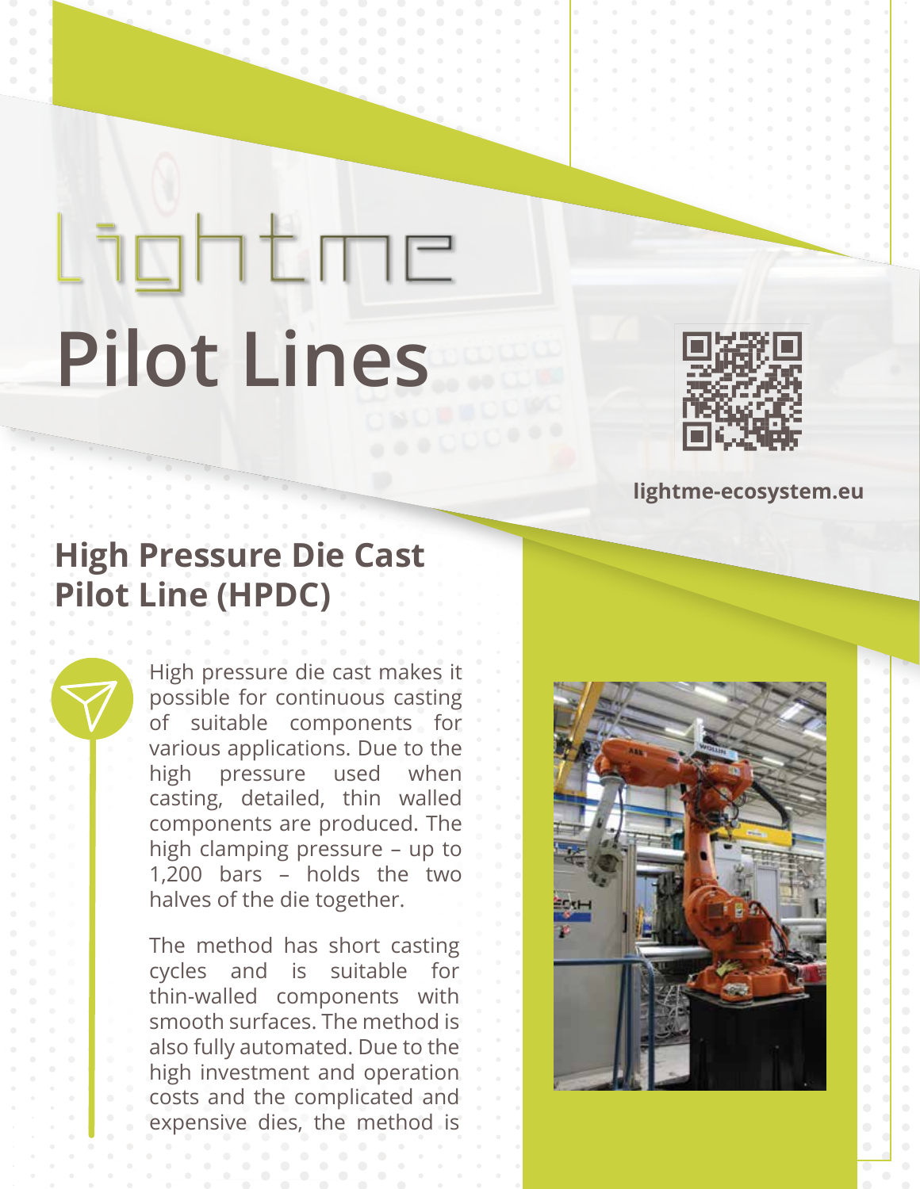# Lightme

# Pilot Lines

lightme-ecosystem.eu

## High Pressure Die Cast Pilot Line (HPDC)

High pressure die cast makes it possible for continuous casting of suitable components for various applications. Due to the high pressure used when casting, detailed, thin walled components are produced. The high clamping pressure – up to 1,200 bars – holds the two halves of the die together.

The method has short casting cycles and is suitable for thin-walled components with smooth surfaces. The method is also fully automated. Due to the high investment and operation costs and the complicated and expensive dies, the method is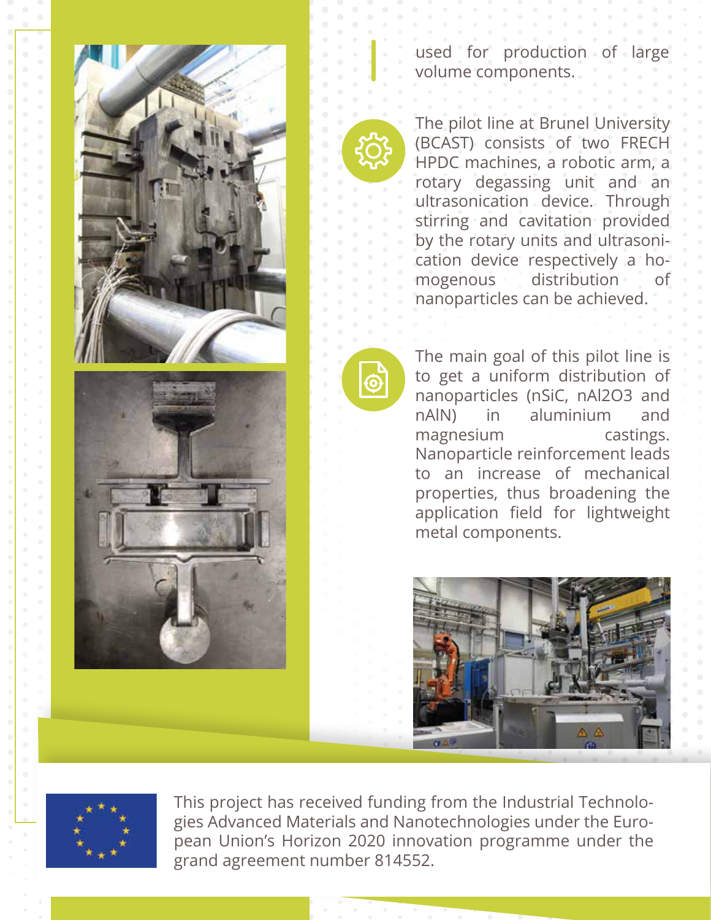used for production of large volume components.

The pilot line at Brunel University (BCAST) consists of two FRECH HPDC machines, a robotic arm, a rotary degassing unit and an ultrasonication device. Through stirring and cavitation provided by the rotary units and ultrasonication device respectively a homogenous distribution of nanoparticles can be achieved.

The main goal of this pilot line is to get a uniform distribution of nanoparticles (nSiC, $nAl_2O_3$ and nAlN) in aluminium and magnesium castings. Nanoparticle reinforcement leads to an increase of mechanical properties, thus broadening the application field for lightweight metal components.

This project has received funding from the Industrial Technologies Advanced Materials and Nanotechnologies under the European Union's Horizon 2020 innovation programme under the grand agreement number 814552.